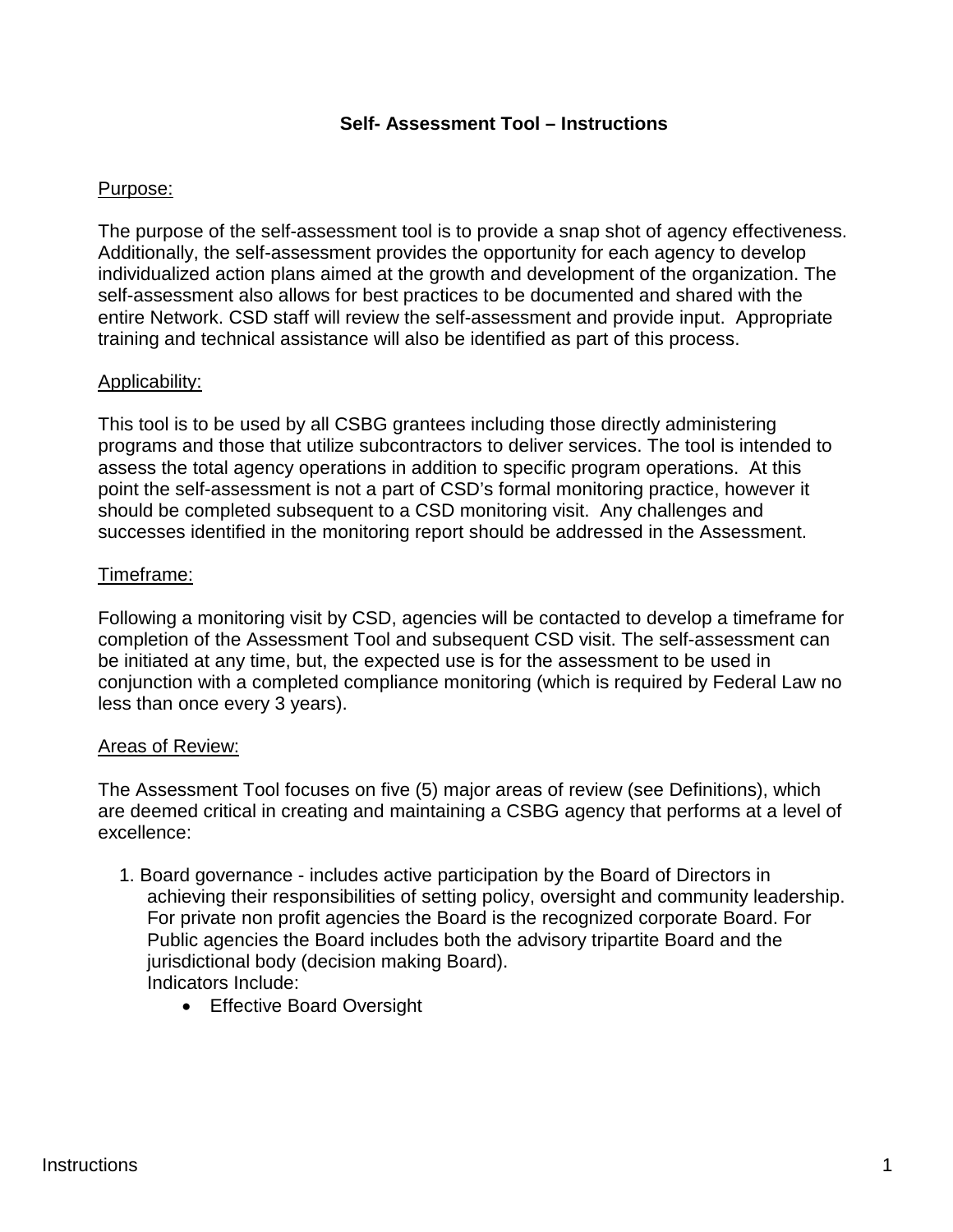# Self- Assessment Tool – Instructions

Purpose:

The purpose of the self-assessment tool is to provide a snap shot of agency effectiveness. Additionally, the self-assessment provides the opportunity for each agency to develop individualized action plans aimed at the growth and development of the organization. The self-assessment also allows for best practices to be documented and shared with the entire Network. CSD staff will review the self-assessment and provide input. Appropriate training and technical assistance will also be identified as part of this process.

Applicability:

This tool is to be used by all CSBG grantees including those directly administering programs and those that utilize subcontractors to deliver services. The tool is intended to assess the total agency operations in addition to specific program operations. At this point the self-assessment is not a part of CSD's formal monitoring practice, however it should be completed subsequent to a CSD monitoring visit. Any challenges and successes identified in the monitoring report should be addressed in the Assessment.

Timeframe:

Following a monitoring visit by CSD, agencies will be contacted to develop a timeframe for completion of the Assessment Tool and subsequent CSD visit. The self-assessment can be initiated at any time, but, the expected use is for the assessment to be used in conjunction with a completed compliance monitoring (which is required by Federal Law no less than once every 3 years).

Areas of Review:

The Assessment Tool focuses on five (5) major areas of review (see Definitions), which are deemed critical in creating and maintaining a CSBG agency that performs at a level of excellence:

1. Board governance - includes active participation by the Board of Directors in achieving their responsibilities of setting policy, oversight and community leadership. For private non profit agencies the Board is the recognized corporate Board. For Public agencies the Board includes both the advisory tripartite Board and the jurisdictional body (decision making Board).
   Indicators Include:
   - Effective Board Oversight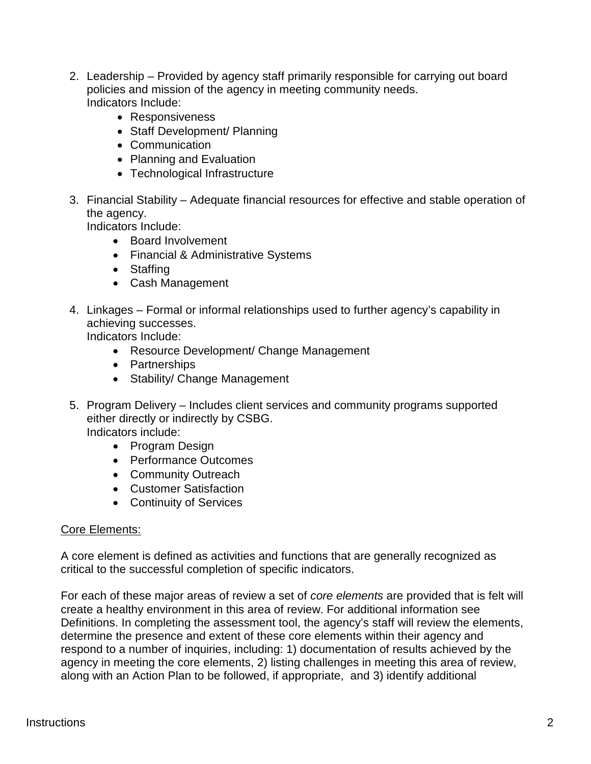2. Leadership – Provided by agency staff primarily responsible for carrying out board policies and mission of the agency in meeting community needs.
   Indicators Include:
   - Responsiveness
   - Staff Development/ Planning
   - Communication
   - Planning and Evaluation
   - Technological Infrastructure

3. Financial Stability – Adequate financial resources for effective and stable operation of the agency.
   Indicators Include:
   - Board Involvement
   - Financial & Administrative Systems
   - Staffing
   - Cash Management

4. Linkages – Formal or informal relationships used to further agency's capability in achieving successes.
   Indicators Include:
   - Resource Development/ Change Management
   - Partnerships
   - Stability/ Change Management

5. Program Delivery – Includes client services and community programs supported either directly or indirectly by CSBG.
   Indicators include:
   - Program Design
   - Performance Outcomes
   - Community Outreach
   - Customer Satisfaction
   - Continuity of Services

<u>Core Elements:</u>

A core element is defined as activities and functions that are generally recognized as critical to the successful completion of specific indicators.

For each of these major areas of review a set of *core elements* are provided that is felt will create a healthy environment in this area of review. For additional information see Definitions. In completing the assessment tool, the agency's staff will review the elements, determine the presence and extent of these core elements within their agency and respond to a number of inquiries, including: 1) documentation of results achieved by the agency in meeting the core elements, 2) listing challenges in meeting this area of review, along with an Action Plan to be followed, if appropriate, and 3) identify additional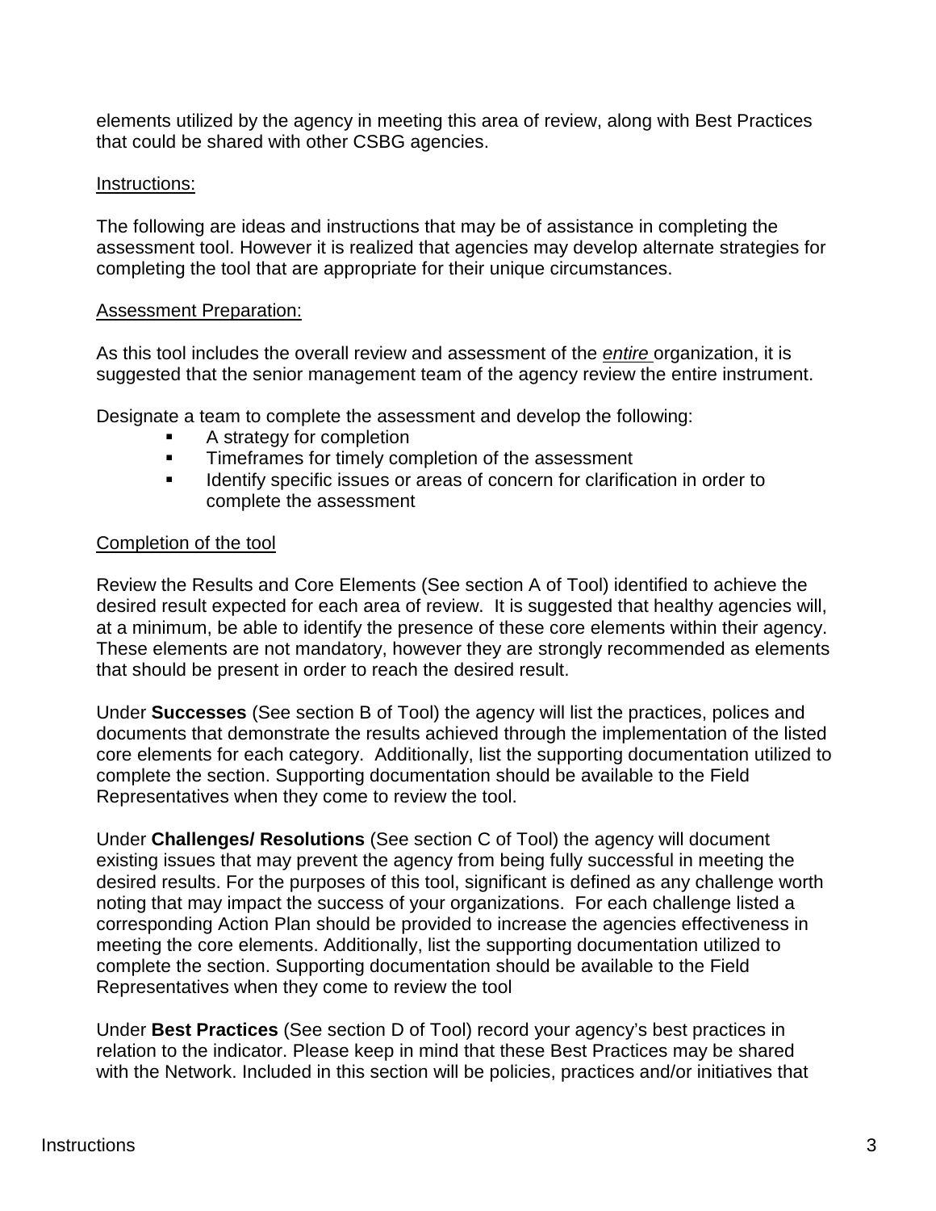elements utilized by the agency in meeting this area of review, along with Best Practices that could be shared with other CSBG agencies.

Instructions:

The following are ideas and instructions that may be of assistance in completing the assessment tool. However it is realized that agencies may develop alternate strategies for completing the tool that are appropriate for their unique circumstances.

Assessment Preparation:

As this tool includes the overall review and assessment of the *entire* organization, it is suggested that the senior management team of the agency review the entire instrument.

Designate a team to complete the assessment and develop the following:

- A strategy for completion
- Timeframes for timely completion of the assessment
- Identify specific issues or areas of concern for clarification in order to complete the assessment

Completion of the tool

Review the Results and Core Elements (See section A of Tool) identified to achieve the desired result expected for each area of review. It is suggested that healthy agencies will, at a minimum, be able to identify the presence of these core elements within their agency. These elements are not mandatory, however they are strongly recommended as elements that should be present in order to reach the desired result.

Under **Successes** (See section B of Tool) the agency will list the practices, polices and documents that demonstrate the results achieved through the implementation of the listed core elements for each category. Additionally, list the supporting documentation utilized to complete the section. Supporting documentation should be available to the Field Representatives when they come to review the tool.

Under **Challenges/ Resolutions** (See section C of Tool) the agency will document existing issues that may prevent the agency from being fully successful in meeting the desired results. For the purposes of this tool, significant is defined as any challenge worth noting that may impact the success of your organizations. For each challenge listed a corresponding Action Plan should be provided to increase the agencies effectiveness in meeting the core elements. Additionally, list the supporting documentation utilized to complete the section. Supporting documentation should be available to the Field Representatives when they come to review the tool

Under **Best Practices** (See section D of Tool) record your agency's best practices in relation to the indicator. Please keep in mind that these Best Practices may be shared with the Network. Included in this section will be policies, practices and/or initiatives that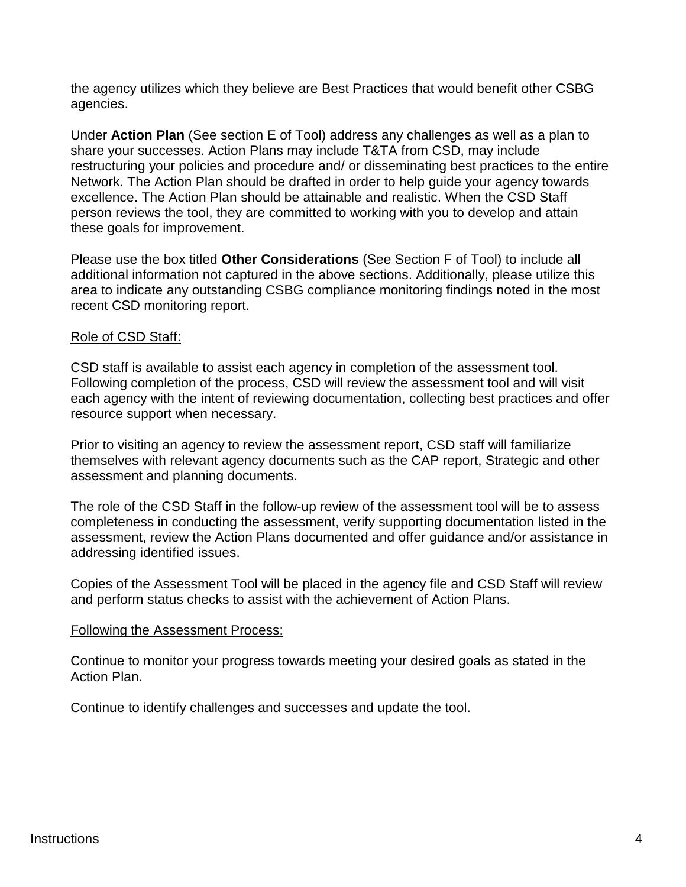the agency utilizes which they believe are Best Practices that would benefit other CSBG agencies.

Under **Action Plan** (See section E of Tool) address any challenges as well as a plan to share your successes. Action Plans may include T&TA from CSD, may include restructuring your policies and procedure and/ or disseminating best practices to the entire Network. The Action Plan should be drafted in order to help guide your agency towards excellence. The Action Plan should be attainable and realistic. When the CSD Staff person reviews the tool, they are committed to working with you to develop and attain these goals for improvement.

Please use the box titled **Other Considerations** (See Section F of Tool) to include all additional information not captured in the above sections. Additionally, please utilize this area to indicate any outstanding CSBG compliance monitoring findings noted in the most recent CSD monitoring report.

<u>Role of CSD Staff:</u>

CSD staff is available to assist each agency in completion of the assessment tool. Following completion of the process, CSD will review the assessment tool and will visit each agency with the intent of reviewing documentation, collecting best practices and offer resource support when necessary.

Prior to visiting an agency to review the assessment report, CSD staff will familiarize themselves with relevant agency documents such as the CAP report, Strategic and other assessment and planning documents.

The role of the CSD Staff in the follow-up review of the assessment tool will be to assess completeness in conducting the assessment, verify supporting documentation listed in the assessment, review the Action Plans documented and offer guidance and/or assistance in addressing identified issues.

Copies of the Assessment Tool will be placed in the agency file and CSD Staff will review and perform status checks to assist with the achievement of Action Plans.

<u>Following the Assessment Process:</u>

Continue to monitor your progress towards meeting your desired goals as stated in the Action Plan.

Continue to identify challenges and successes and update the tool.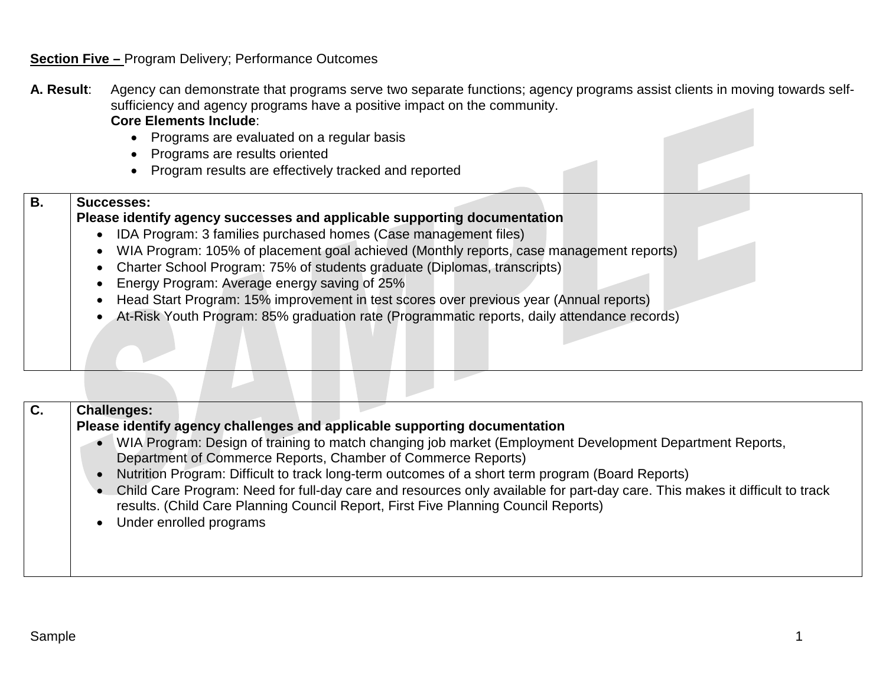**Section Five –** Program Delivery; Performance Outcomes

**A. Result**: Agency can demonstrate that programs serve two separate functions; agency programs assist clients in moving towards self-sufficiency and agency programs have a positive impact on the community.

**Core Elements Include**:

- Programs are evaluated on a regular basis
- Programs are results oriented
- Program results are effectively tracked and reported

| B. | Successes: |
|---|---|
| | **Please identify agency successes and applicable supporting documentation**<br>• IDA Program: 3 families purchased homes (Case management files)<br>• WIA Program: 105% of placement goal achieved (Monthly reports, case management reports)<br>• Charter School Program: 75% of students graduate (Diplomas, transcripts)<br>• Energy Program: Average energy saving of 25%<br>• Head Start Program: 15% improvement in test scores over previous year (Annual reports)<br>• At-Risk Youth Program: 85% graduation rate (Programmatic reports, daily attendance records) |

| C. | Challenges: |
|---|---|
| | **Please identify agency challenges and applicable supporting documentation**<br>• WIA Program: Design of training to match changing job market (Employment Development Department Reports, Department of Commerce Reports, Chamber of Commerce Reports)<br>• Nutrition Program: Difficult to track long-term outcomes of a short term program (Board Reports)<br>• Child Care Program: Need for full-day care and resources only available for part-day care. This makes it difficult to track results. (Child Care Planning Council Report, First Five Planning Council Reports)<br>• Under enrolled programs |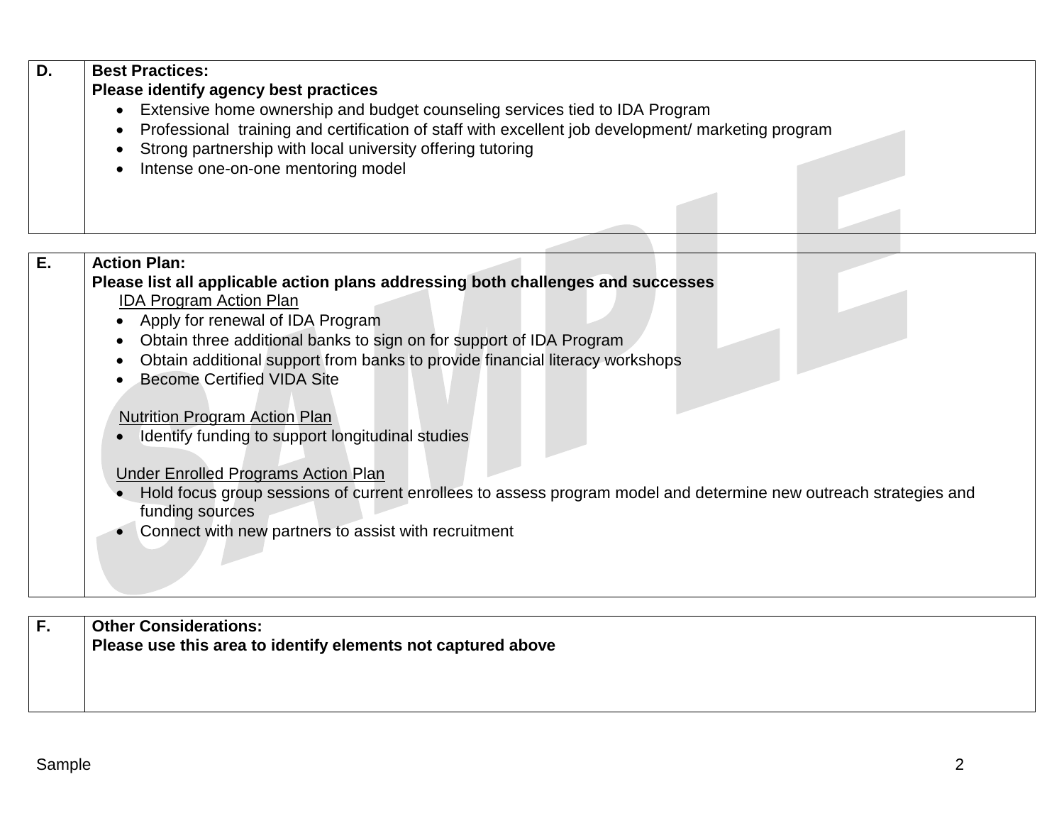| D. | **Best Practices:**<br>**Please identify agency best practices**<br>• Extensive home ownership and budget counseling services tied to IDA Program<br>• Professional training and certification of staff with excellent job development/ marketing program<br>• Strong partnership with local university offering tutoring<br>• Intense one-on-one mentoring model |
|---|---|

| E. | **Action Plan:**<br>**Please list all applicable action plans addressing both challenges and successes**<br><u>IDA Program Action Plan</u><br>• Apply for renewal of IDA Program<br>• Obtain three additional banks to sign on for support of IDA Program<br>• Obtain additional support from banks to provide financial literacy workshops<br>• Become Certified VIDA Site<br><br><u>Nutrition Program Action Plan</u><br>• Identify funding to support longitudinal studies<br><br><u>Under Enrolled Programs Action Plan</u><br>• Hold focus group sessions of current enrollees to assess program model and determine new outreach strategies and funding sources<br>• Connect with new partners to assist with recruitment |
|---|---|

| F. | **Other Considerations:**<br>**Please use this area to identify elements not captured above** |
|---|---|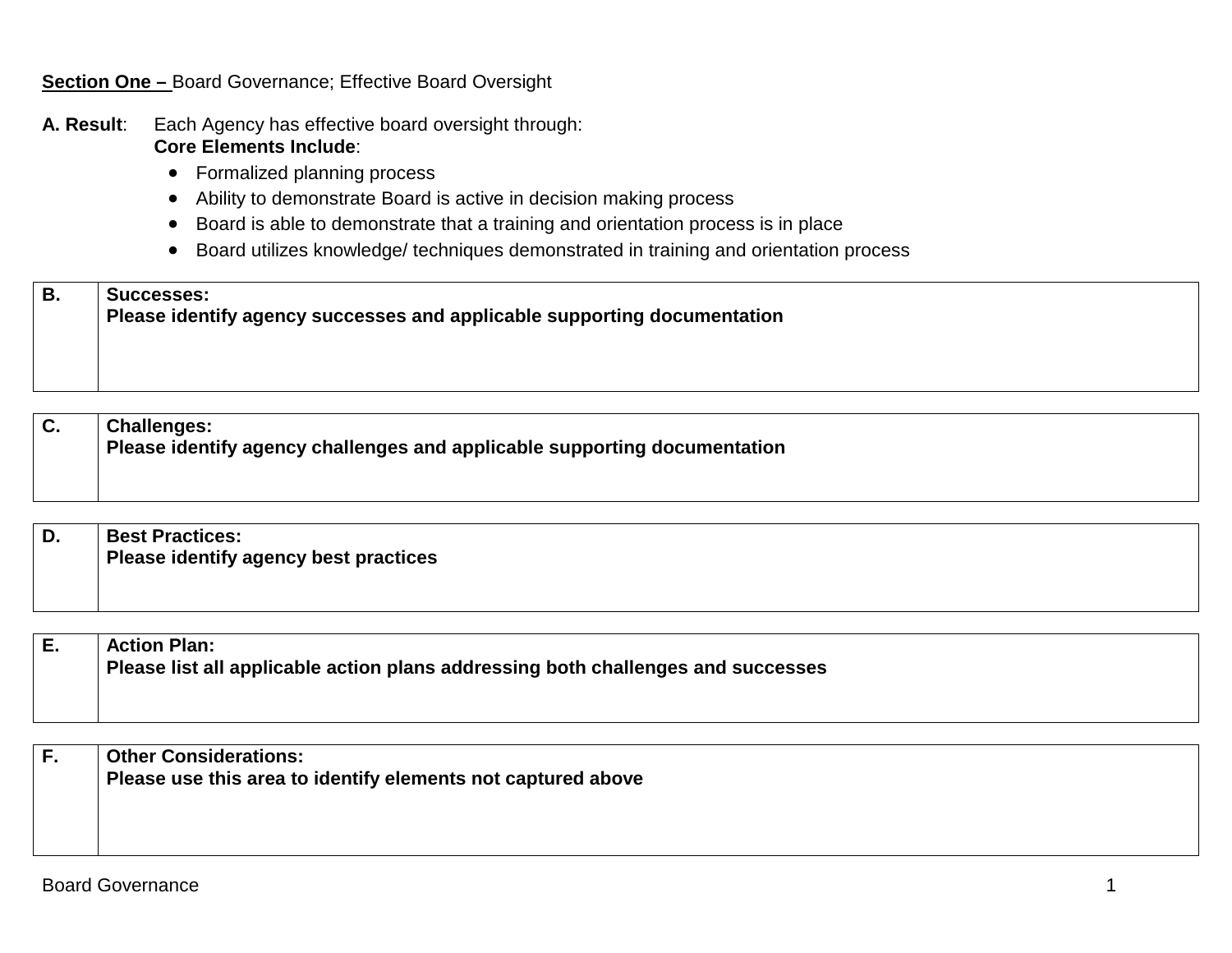**Section One –** Board Governance; Effective Board Oversight

**A. Result**: Each Agency has effective board oversight through:

**Core Elements Include**:

- Formalized planning process
- Ability to demonstrate Board is active in decision making process
- Board is able to demonstrate that a training and orientation process is in place
- Board utilizes knowledge/ techniques demonstrated in training and orientation process

| B. | **Successes:**<br>**Please identify agency successes and applicable supporting documentation** |
|---|---|

| C. | **Challenges:**<br>**Please identify agency challenges and applicable supporting documentation** |
|---|---|

| D. | **Best Practices:**<br>**Please identify agency best practices** |
|---|---|

| E. | **Action Plan:**<br>**Please list all applicable action plans addressing both challenges and successes** |
|---|---|

| F. | **Other Considerations:**<br>**Please use this area to identify elements not captured above** |
|---|---|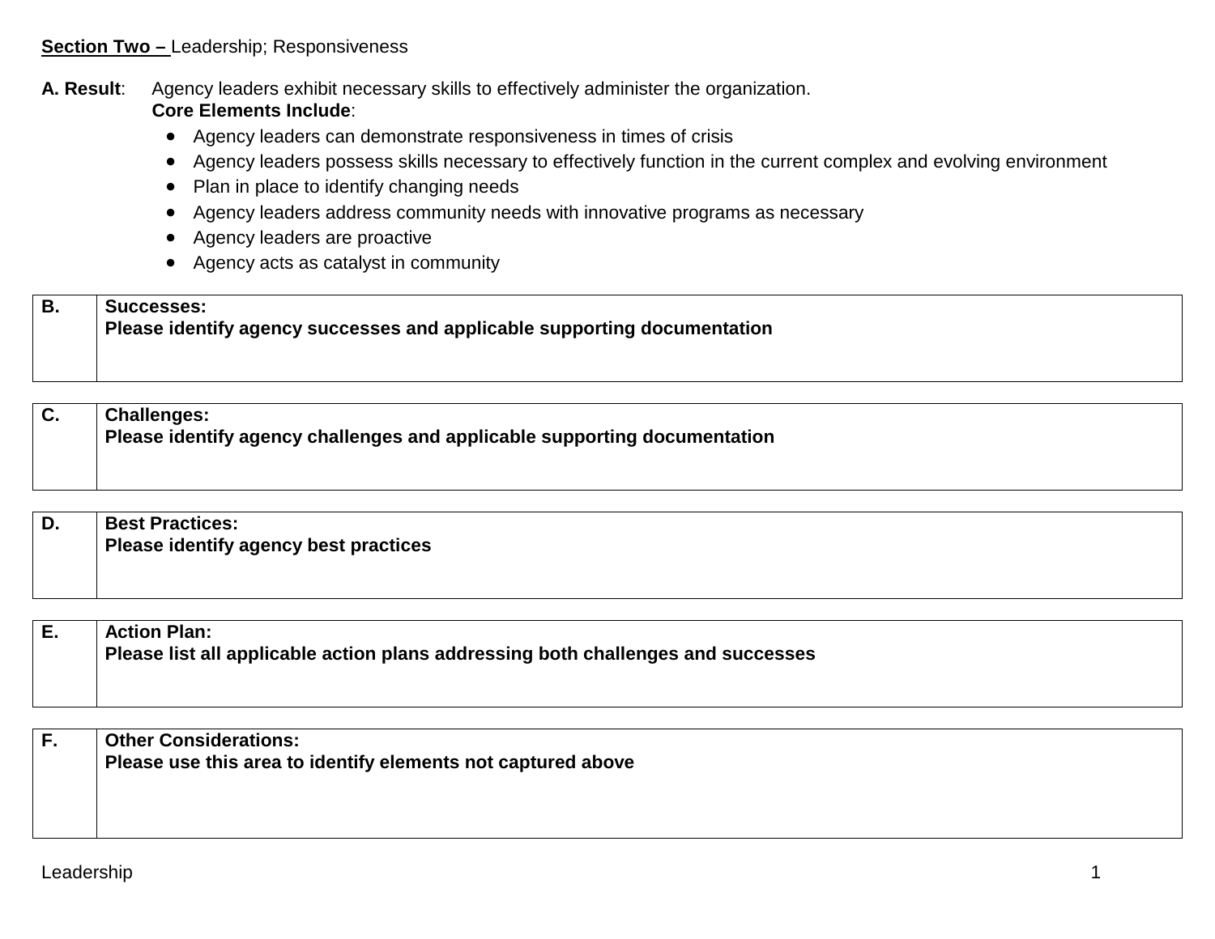**Section Two –** Leadership; Responsiveness

**A. Result**: Agency leaders exhibit necessary skills to effectively administer the organization.

**Core Elements Include**:

- Agency leaders can demonstrate responsiveness in times of crisis
- Agency leaders possess skills necessary to effectively function in the current complex and evolving environment
- Plan in place to identify changing needs
- Agency leaders address community needs with innovative programs as necessary
- Agency leaders are proactive
- Agency acts as catalyst in community

| B. | **Successes:**<br>**Please identify agency successes and applicable supporting documentation** |
|---|---|

| C. | **Challenges:**<br>**Please identify agency challenges and applicable supporting documentation** |
|---|---|

| D. | **Best Practices:**<br>**Please identify agency best practices** |
|---|---|

| E. | **Action Plan:**<br>**Please list all applicable action plans addressing both challenges and successes** |
|---|---|

| F. | **Other Considerations:**<br>**Please use this area to identify elements not captured above** |
|---|---|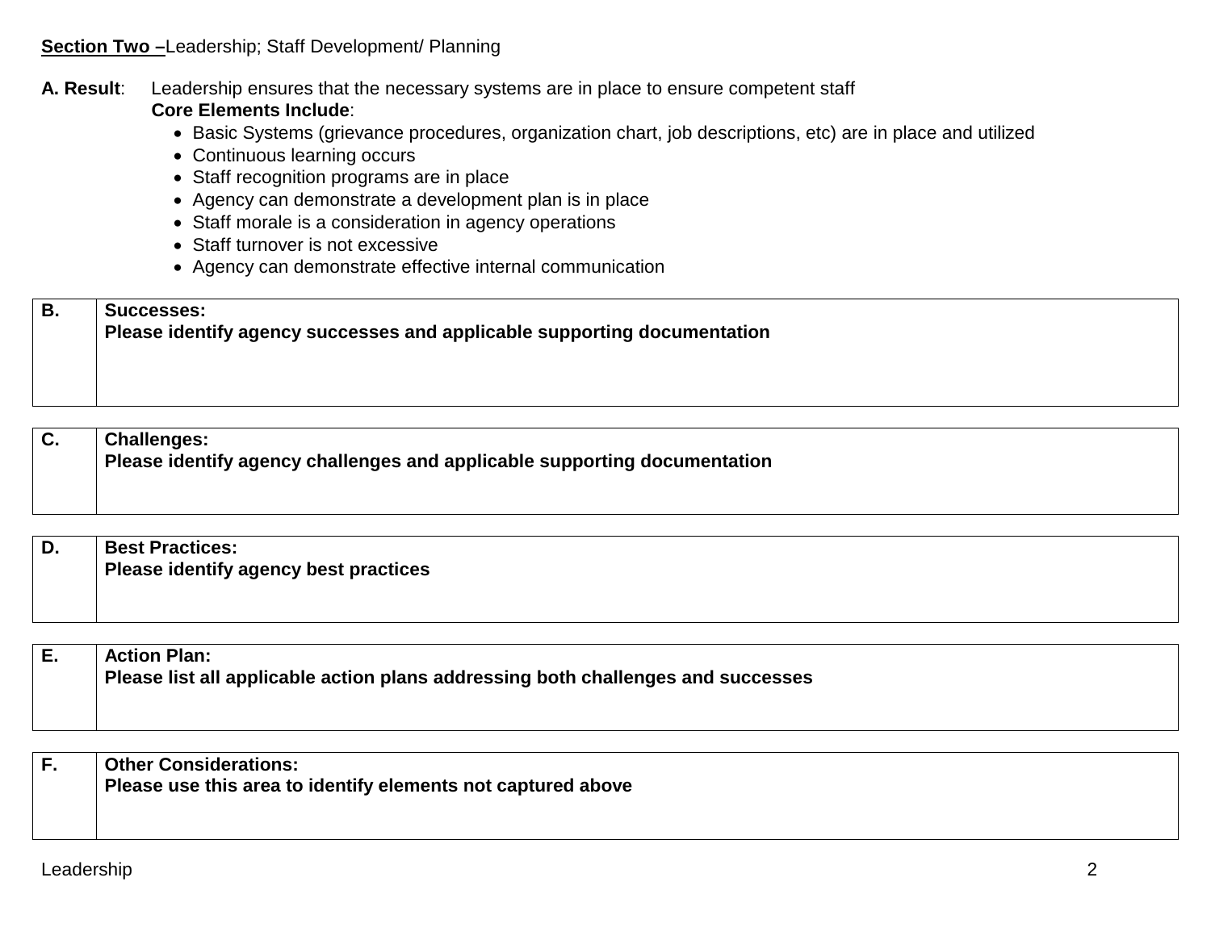**Section Two –** Leadership; Staff Development/ Planning

**A. Result**: Leadership ensures that the necessary systems are in place to ensure competent staff

**Core Elements Include**:

- Basic Systems (grievance procedures, organization chart, job descriptions, etc) are in place and utilized
- Continuous learning occurs
- Staff recognition programs are in place
- Agency can demonstrate a development plan is in place
- Staff morale is a consideration in agency operations
- Staff turnover is not excessive
- Agency can demonstrate effective internal communication

| B. | **Successes:**<br>**Please identify agency successes and applicable supporting documentation** |
|---|---|

| C. | **Challenges:**<br>**Please identify agency challenges and applicable supporting documentation** |
|---|---|

| D. | **Best Practices:**<br>**Please identify agency best practices** |
|---|---|

| E. | **Action Plan:**<br>**Please list all applicable action plans addressing both challenges and successes** |
|---|---|

| F. | **Other Considerations:**<br>**Please use this area to identify elements not captured above** |
|---|---|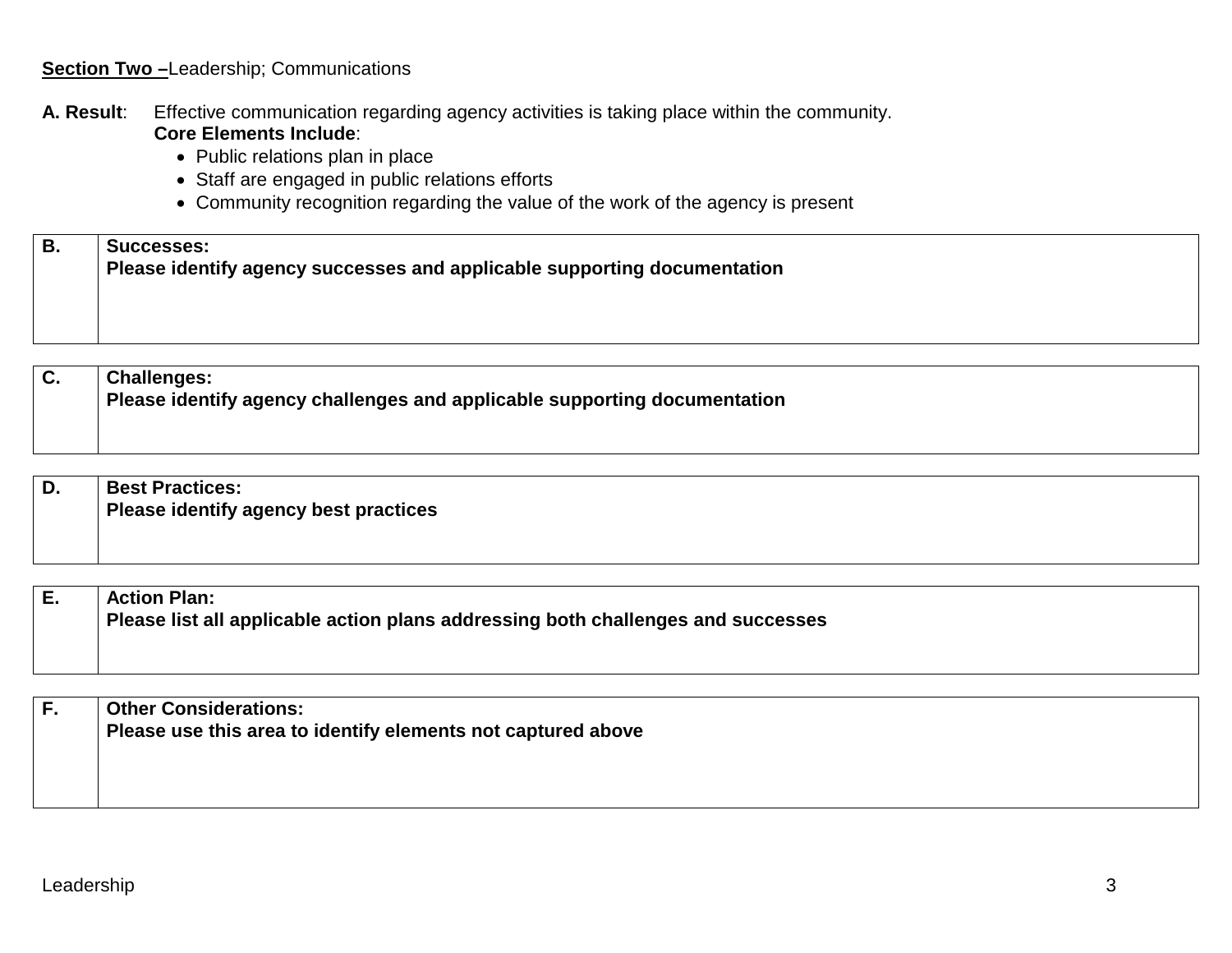**Section Two –** Leadership; Communications

**A. Result**: Effective communication regarding agency activities is taking place within the community.

**Core Elements Include**:

- Public relations plan in place
- Staff are engaged in public relations efforts
- Community recognition regarding the value of the work of the agency is present

| B. | **Successes:** **Please identify agency successes and applicable supporting documentation** |
|---|---|

| C. | **Challenges:** **Please identify agency challenges and applicable supporting documentation** |
|---|---|

| D. | **Best Practices:** **Please identify agency best practices** |
|---|---|

| E. | **Action Plan:** **Please list all applicable action plans addressing both challenges and successes** |
|---|---|

| F. | **Other Considerations:** **Please use this area to identify elements not captured above** |
|---|---|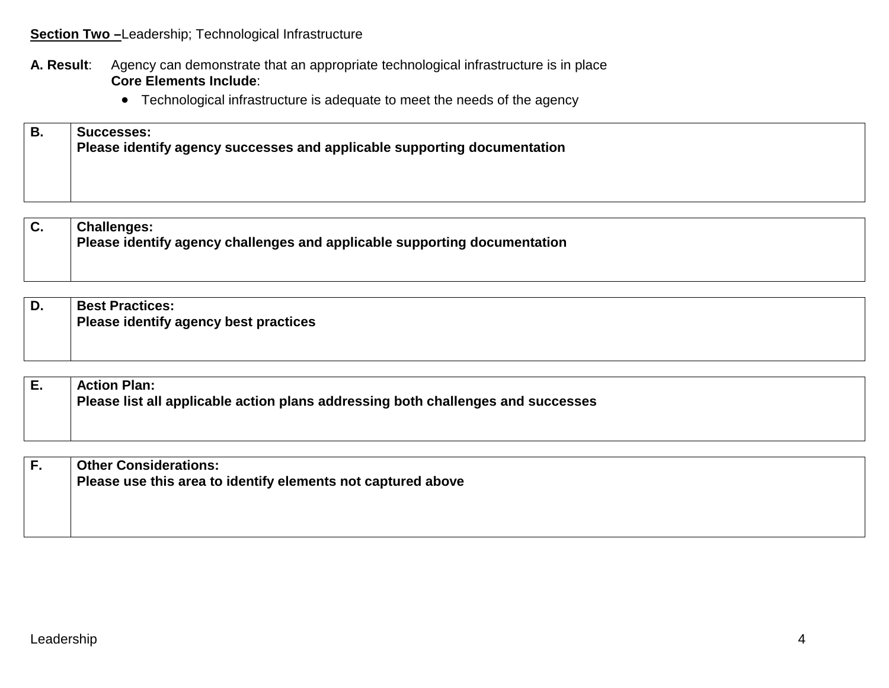**Section Two –** Leadership; Technological Infrastructure

**A. Result**: Agency can demonstrate that an appropriate technological infrastructure is in place
**Core Elements Include**:

- Technological infrastructure is adequate to meet the needs of the agency

| B. | **Successes:** **Please identify agency successes and applicable supporting documentation** |
|---|---|

| C. | **Challenges:** **Please identify agency challenges and applicable supporting documentation** |
|---|---|

| D. | **Best Practices:** **Please identify agency best practices** |
|---|---|

| E. | **Action Plan:** **Please list all applicable action plans addressing both challenges and successes** |
|---|---|

| F. | **Other Considerations:** **Please use this area to identify elements not captured above** |
|---|---|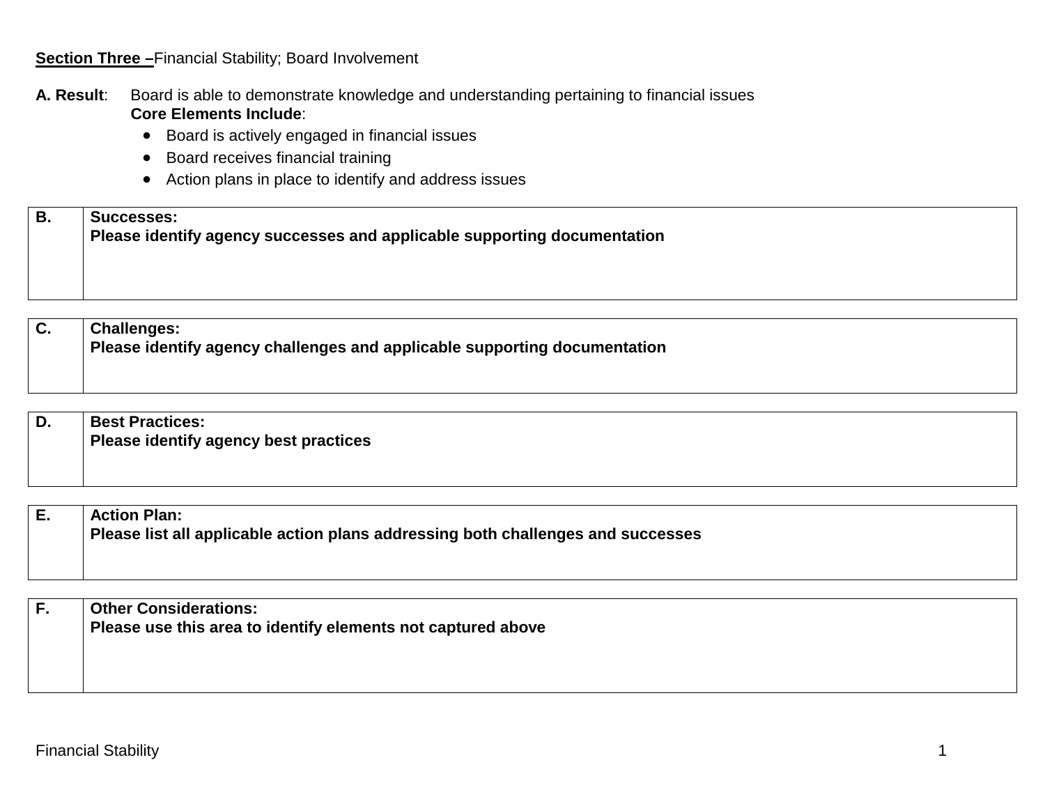**Section Three –**Financial Stability; Board Involvement

**A. Result**: Board is able to demonstrate knowledge and understanding pertaining to financial issues

**Core Elements Include**:

- Board is actively engaged in financial issues
- Board receives financial training
- Action plans in place to identify and address issues

| B. | **Successes:**<br>**Please identify agency successes and applicable supporting documentation** |
|---|---|

| C. | **Challenges:**<br>**Please identify agency challenges and applicable supporting documentation** |
|---|---|

| D. | **Best Practices:**<br>**Please identify agency best practices** |
|---|---|

| E. | **Action Plan:**<br>**Please list all applicable action plans addressing both challenges and successes** |
|---|---|

| F. | **Other Considerations:**<br>**Please use this area to identify elements not captured above** |
|---|---|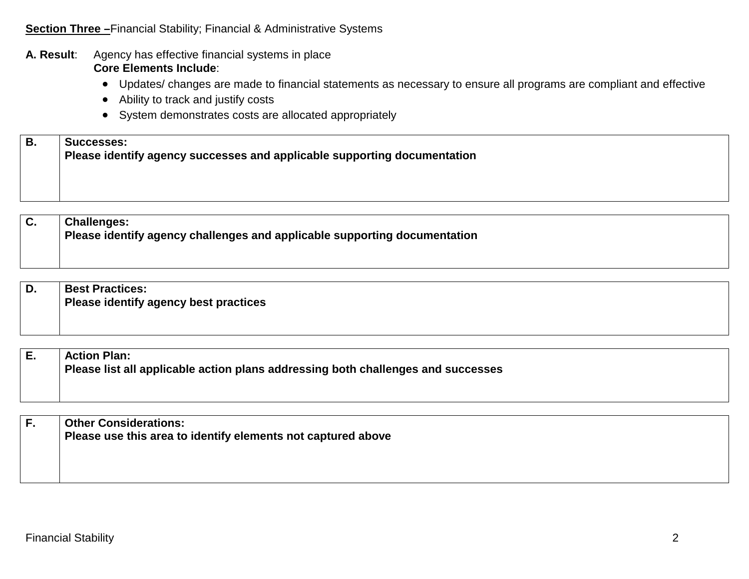**Section Three –**Financial Stability; Financial & Administrative Systems

**A. Result**: Agency has effective financial systems in place

**Core Elements Include**:

- Updates/ changes are made to financial statements as necessary to ensure all programs are compliant and effective
- Ability to track and justify costs
- System demonstrates costs are allocated appropriately

| B. | **Successes:**<br>**Please identify agency successes and applicable supporting documentation** |
|---|---|

| C. | **Challenges:**<br>**Please identify agency challenges and applicable supporting documentation** |
|---|---|

| D. | **Best Practices:**<br>**Please identify agency best practices** |
|---|---|

| E. | **Action Plan:**<br>**Please list all applicable action plans addressing both challenges and successes** |
|---|---|

| F. | **Other Considerations:**<br>**Please use this area to identify elements not captured above** |
|---|---|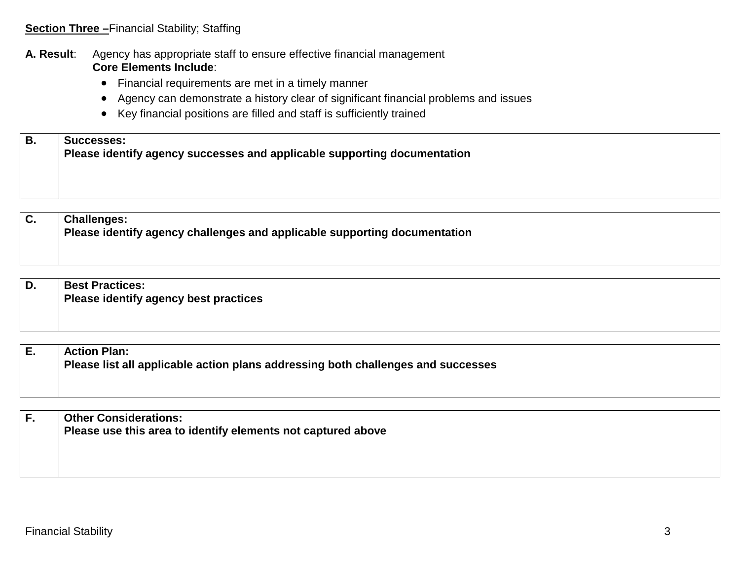**<u>Section Three –</u>**Financial Stability; Staffing

**A. Result**: Agency has appropriate staff to ensure effective financial management

**Core Elements Include**:

- Financial requirements are met in a timely manner
- Agency can demonstrate a history clear of significant financial problems and issues
- Key financial positions are filled and staff is sufficiently trained

| **B.** | **Successes:**<br>**Please identify agency successes and applicable supporting documentation** |
|---|---|

| **C.** | **Challenges:**<br>**Please identify agency challenges and applicable supporting documentation** |
|---|---|

| **D.** | **Best Practices:**<br>**Please identify agency best practices** |
|---|---|

| **E.** | **Action Plan:**<br>**Please list all applicable action plans addressing both challenges and successes** |
|---|---|

| **F.** | **Other Considerations:**<br>**Please use this area to identify elements not captured above** |
|---|---|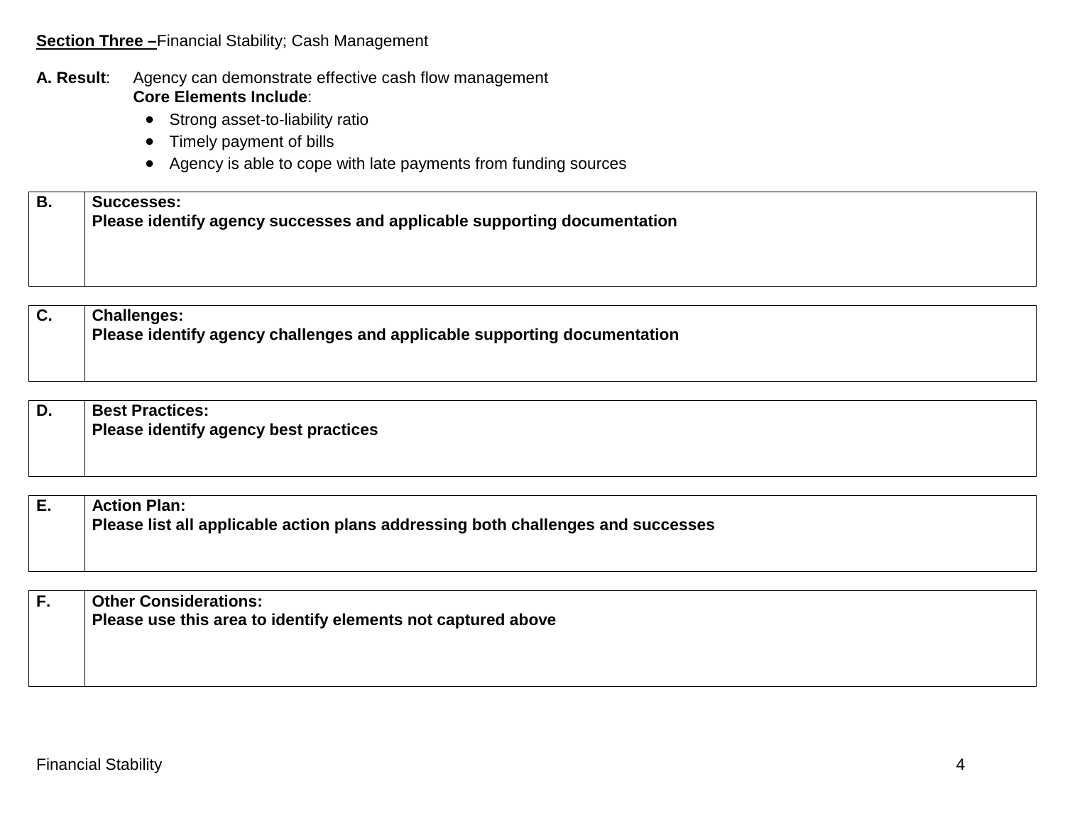**Section Three –** Financial Stability; Cash Management

**A. Result**: Agency can demonstrate effective cash flow management

**Core Elements Include**:

- Strong asset-to-liability ratio
- Timely payment of bills
- Agency is able to cope with late payments from funding sources

| B. | **Successes:**<br>**Please identify agency successes and applicable supporting documentation** |
|---|---|

| C. | **Challenges:**<br>**Please identify agency challenges and applicable supporting documentation** |
|---|---|

| D. | **Best Practices:**<br>**Please identify agency best practices** |
|---|---|

| E. | **Action Plan:**<br>**Please list all applicable action plans addressing both challenges and successes** |
|---|---|

| F. | **Other Considerations:**<br>**Please use this area to identify elements not captured above** |
|---|---|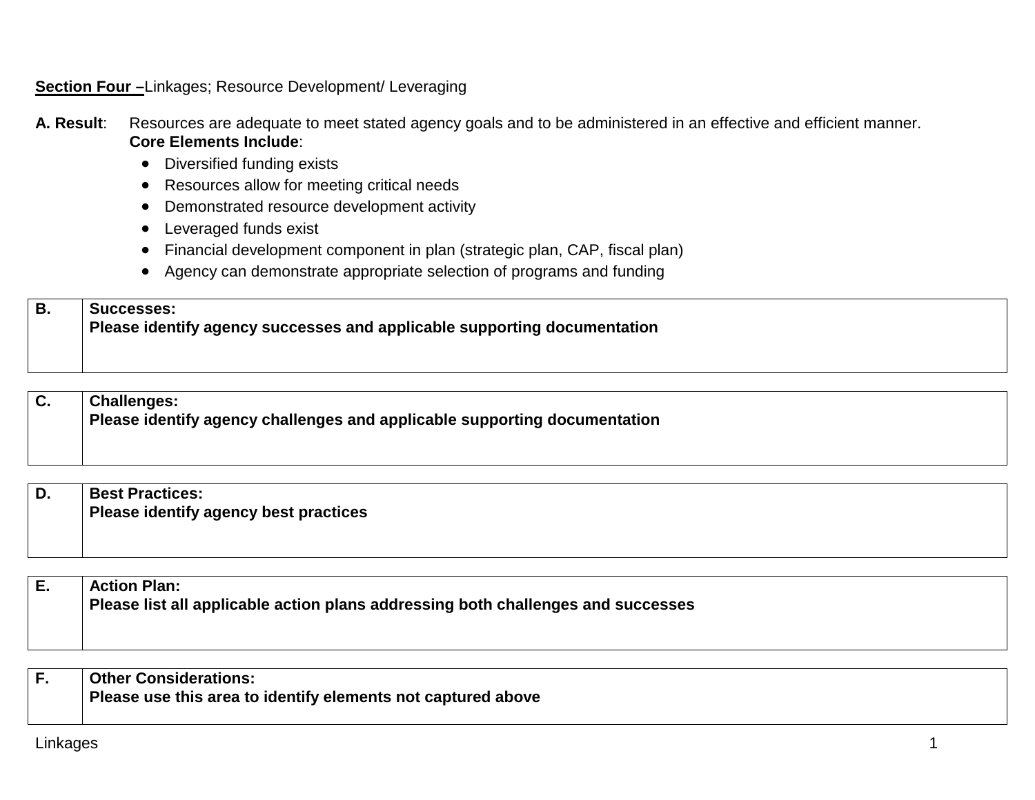**Section Four –** Linkages; Resource Development/ Leveraging

**A. Result**: Resources are adequate to meet stated agency goals and to be administered in an effective and efficient manner.
**Core Elements Include**:

- Diversified funding exists
- Resources allow for meeting critical needs
- Demonstrated resource development activity
- Leveraged funds exist
- Financial development component in plan (strategic plan, CAP, fiscal plan)
- Agency can demonstrate appropriate selection of programs and funding

| **B.** | **Successes:** **Please identify agency successes and applicable supporting documentation** |
|---|---|

| **C.** | **Challenges:** **Please identify agency challenges and applicable supporting documentation** |
|---|---|

| **D.** | **Best Practices:** **Please identify agency best practices** |
|---|---|

| **E.** | **Action Plan:** **Please list all applicable action plans addressing both challenges and successes** |
|---|---|

| **F.** | **Other Considerations:** **Please use this area to identify elements not captured above** |
|---|---|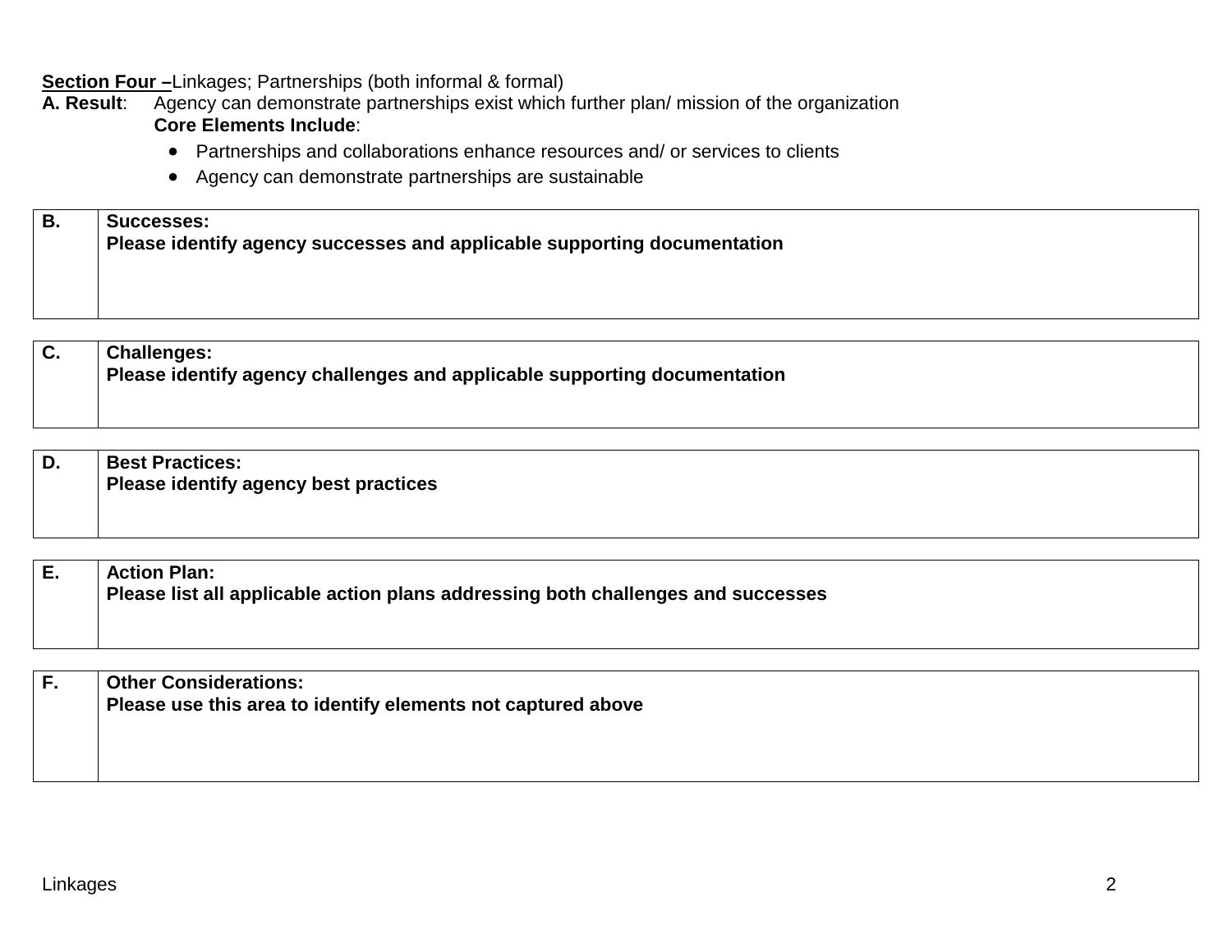**Section Four –** Linkages; Partnerships (both informal & formal)

**A. Result**: Agency can demonstrate partnerships exist which further plan/ mission of the organization

**Core Elements Include**:

- Partnerships and collaborations enhance resources and/ or services to clients
- Agency can demonstrate partnerships are sustainable

| | |
|---|---|
| **B.** | **Successes:**<br>**Please identify agency successes and applicable supporting documentation** |

| | |
|---|---|
| **C.** | **Challenges:**<br>**Please identify agency challenges and applicable supporting documentation** |

| | |
|---|---|
| **D.** | **Best Practices:**<br>**Please identify agency best practices** |

| | |
|---|---|
| **E.** | **Action Plan:**<br>**Please list all applicable action plans addressing both challenges and successes** |

| | |
|---|---|
| **F.** | **Other Considerations:**<br>**Please use this area to identify elements not captured above** |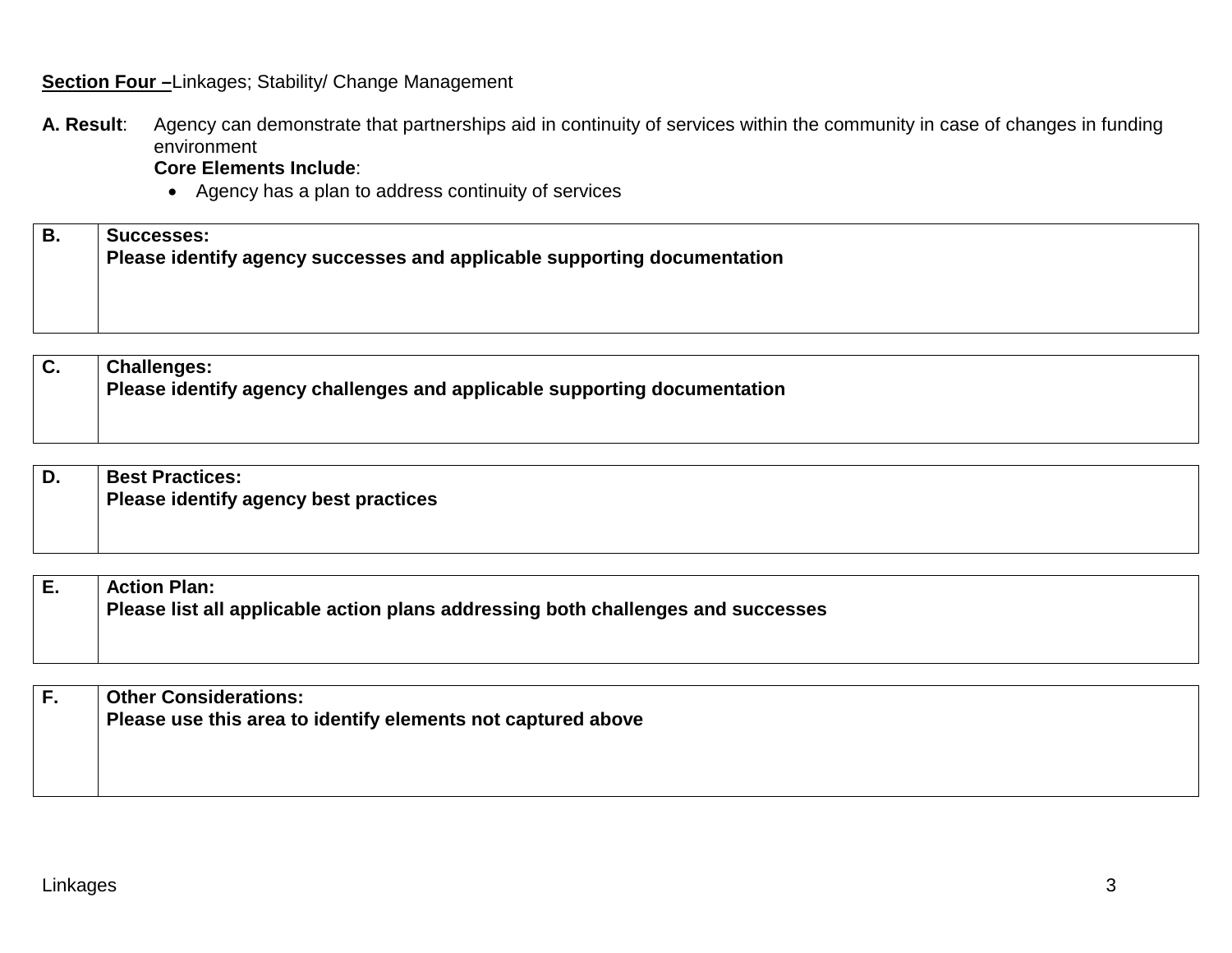**<u>Section Four –</u>** Linkages; Stability/ Change Management

**A. Result**: Agency can demonstrate that partnerships aid in continuity of services within the community in case of changes in funding environment

**Core Elements Include**:

- Agency has a plan to address continuity of services

| B. | **Successes:**<br>**Please identify agency successes and applicable supporting documentation** |
|---|---|

| C. | **Challenges:**<br>**Please identify agency challenges and applicable supporting documentation** |
|---|---|

| D. | **Best Practices:**<br>**Please identify agency best practices** |
|---|---|

| E. | **Action Plan:**<br>**Please list all applicable action plans addressing both challenges and successes** |
|---|---|

| F. | **Other Considerations:**<br>**Please use this area to identify elements not captured above** |
|---|---|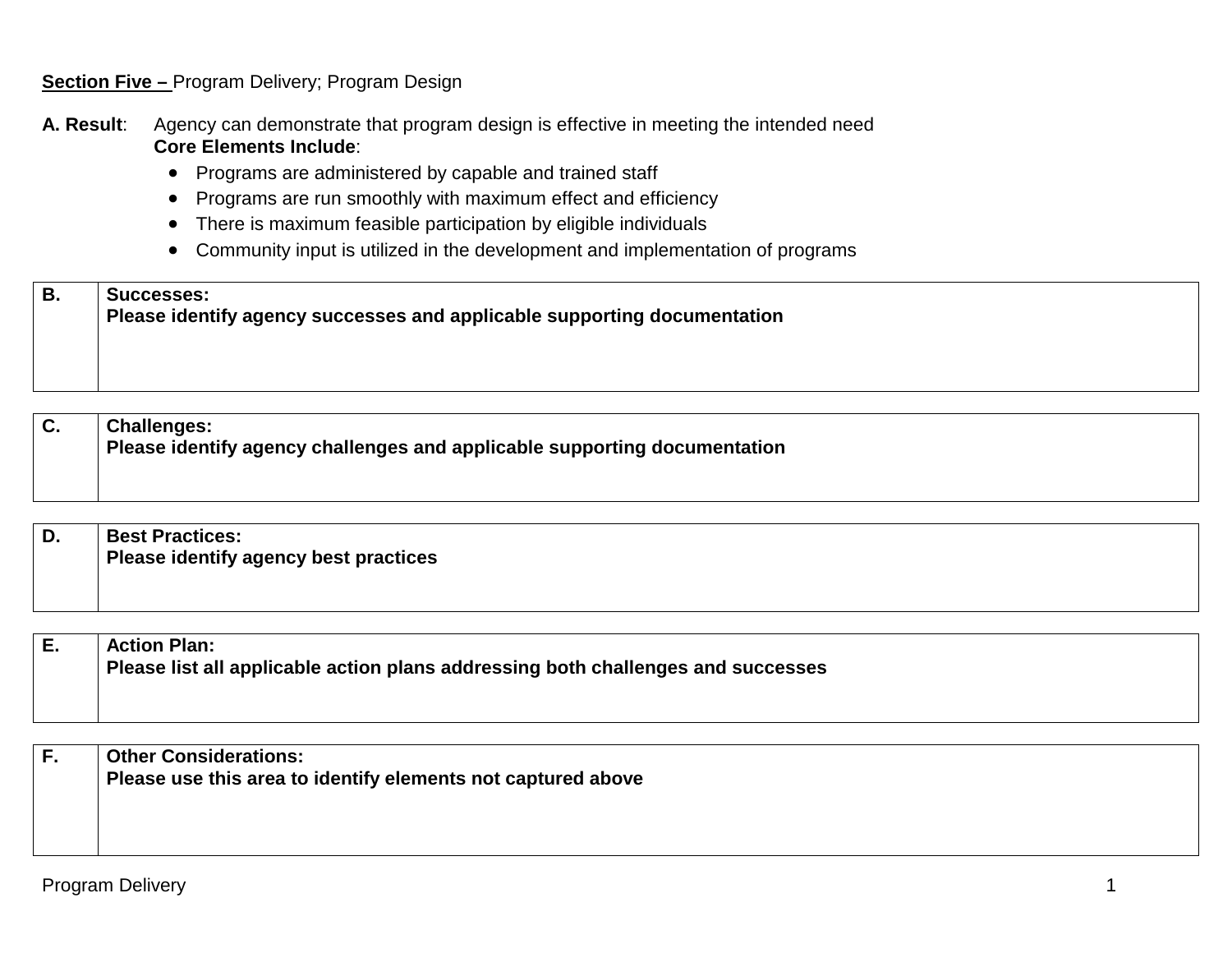**Section Five –** Program Delivery; Program Design

**A. Result**: Agency can demonstrate that program design is effective in meeting the intended need

**Core Elements Include**:

- Programs are administered by capable and trained staff
- Programs are run smoothly with maximum effect and efficiency
- There is maximum feasible participation by eligible individuals
- Community input is utilized in the development and implementation of programs

| B. | **Successes:**<br>**Please identify agency successes and applicable supporting documentation** |
|---|---|

| C. | **Challenges:**<br>**Please identify agency challenges and applicable supporting documentation** |
|---|---|

| D. | **Best Practices:**<br>**Please identify agency best practices** |
|---|---|

| E. | **Action Plan:**<br>**Please list all applicable action plans addressing both challenges and successes** |
|---|---|

| F. | **Other Considerations:**<br>**Please use this area to identify elements not captured above** |
|---|---|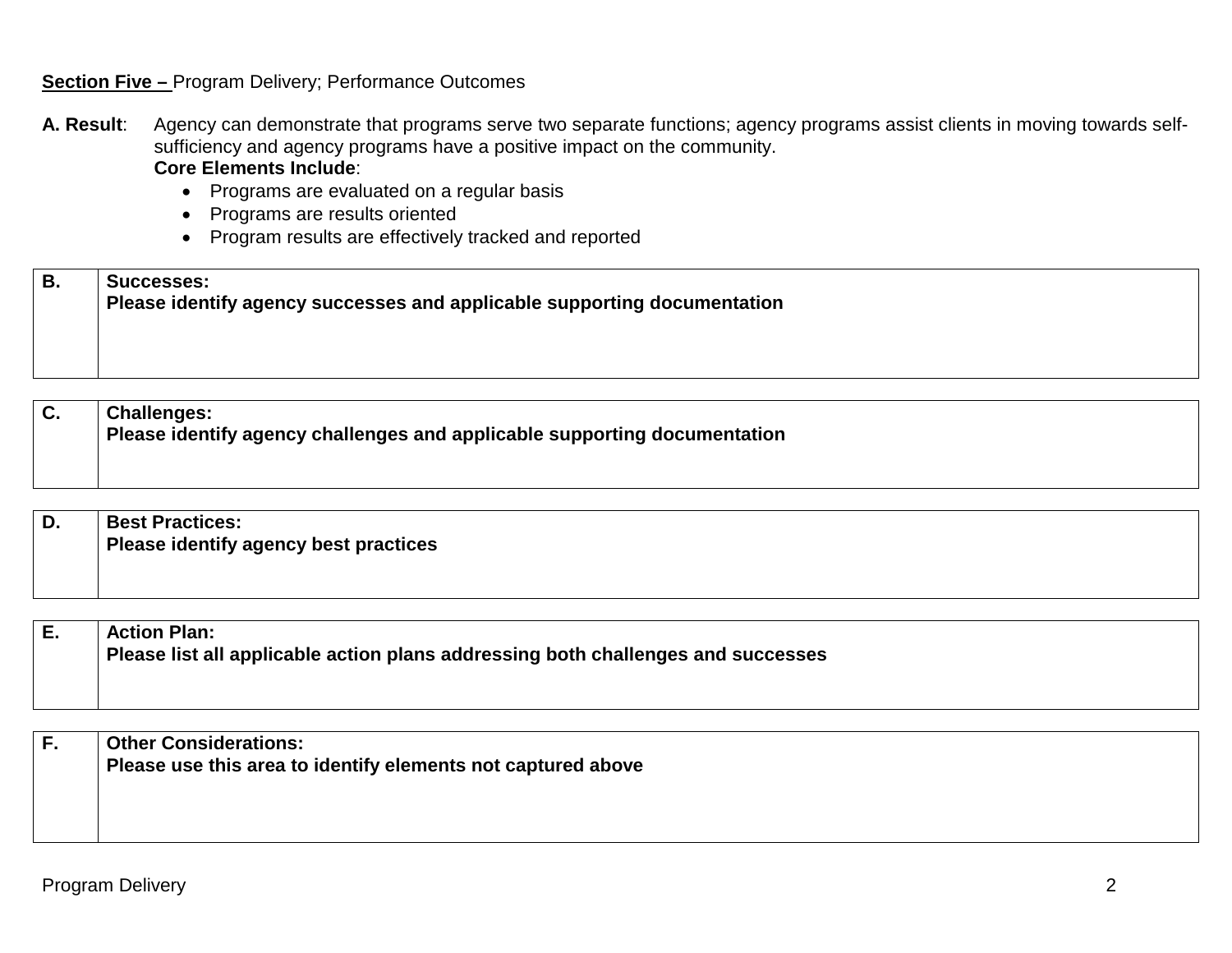**Section Five –** Program Delivery; Performance Outcomes

**A. Result**: Agency can demonstrate that programs serve two separate functions; agency programs assist clients in moving towards self-sufficiency and agency programs have a positive impact on the community.

**Core Elements Include**:

- Programs are evaluated on a regular basis
- Programs are results oriented
- Program results are effectively tracked and reported

| **B.** | **Successes:**<br>**Please identify agency successes and applicable supporting documentation** |
|---|---|

| **C.** | **Challenges:**<br>**Please identify agency challenges and applicable supporting documentation** |
|---|---|

| **D.** | **Best Practices:**<br>**Please identify agency best practices** |
|---|---|

| **E.** | **Action Plan:**<br>**Please list all applicable action plans addressing both challenges and successes** |
|---|---|

| **F.** | **Other Considerations:**<br>**Please use this area to identify elements not captured above** |
|---|---|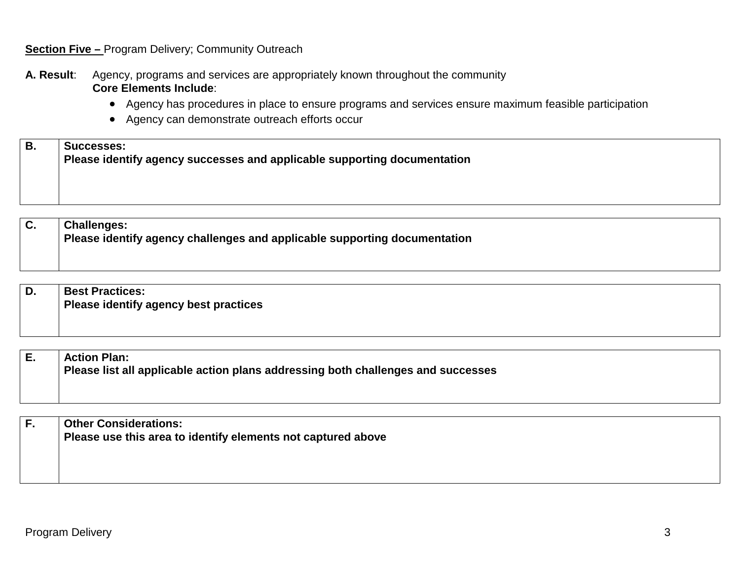**<u>Section Five –</u>** Program Delivery; Community Outreach

**A. Result**: Agency, programs and services are appropriately known throughout the community

**Core Elements Include**:

- Agency has procedures in place to ensure programs and services ensure maximum feasible participation
- Agency can demonstrate outreach efforts occur

| B. | **Successes:**<br>**Please identify agency successes and applicable supporting documentation** |
|---|---|

| C. | **Challenges:**<br>**Please identify agency challenges and applicable supporting documentation** |
|---|---|

| D. | **Best Practices:**<br>**Please identify agency best practices** |
|---|---|

| E. | **Action Plan:**<br>**Please list all applicable action plans addressing both challenges and successes** |
|---|---|

| F. | **Other Considerations:**<br>**Please use this area to identify elements not captured above** |
|---|---|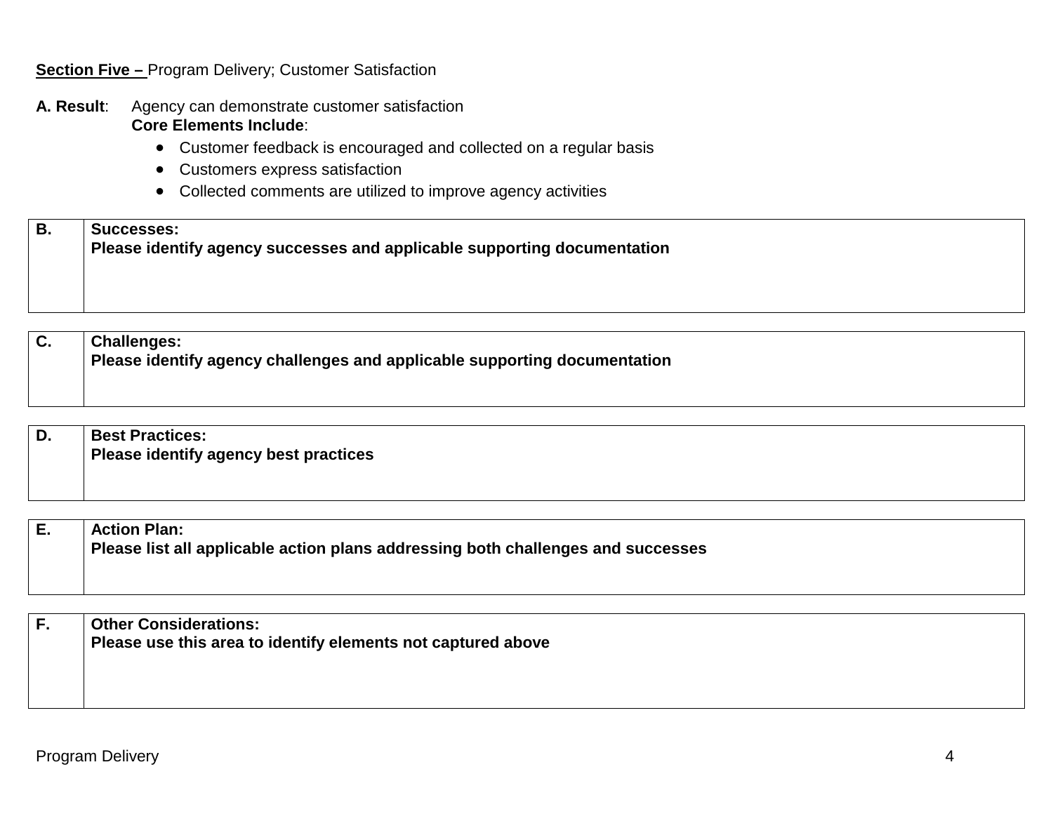**Section Five –** Program Delivery; Customer Satisfaction

**A. Result**: Agency can demonstrate customer satisfaction

**Core Elements Include**:

- Customer feedback is encouraged and collected on a regular basis
- Customers express satisfaction
- Collected comments are utilized to improve agency activities

| B. | **Successes:**<br>**Please identify agency successes and applicable supporting documentation** |
|---|---|

| C. | **Challenges:**<br>**Please identify agency challenges and applicable supporting documentation** |
|---|---|

| D. | **Best Practices:**<br>**Please identify agency best practices** |
|---|---|

| E. | **Action Plan:**<br>**Please list all applicable action plans addressing both challenges and successes** |
|---|---|

| F. | **Other Considerations:**<br>**Please use this area to identify elements not captured above** |
|---|---|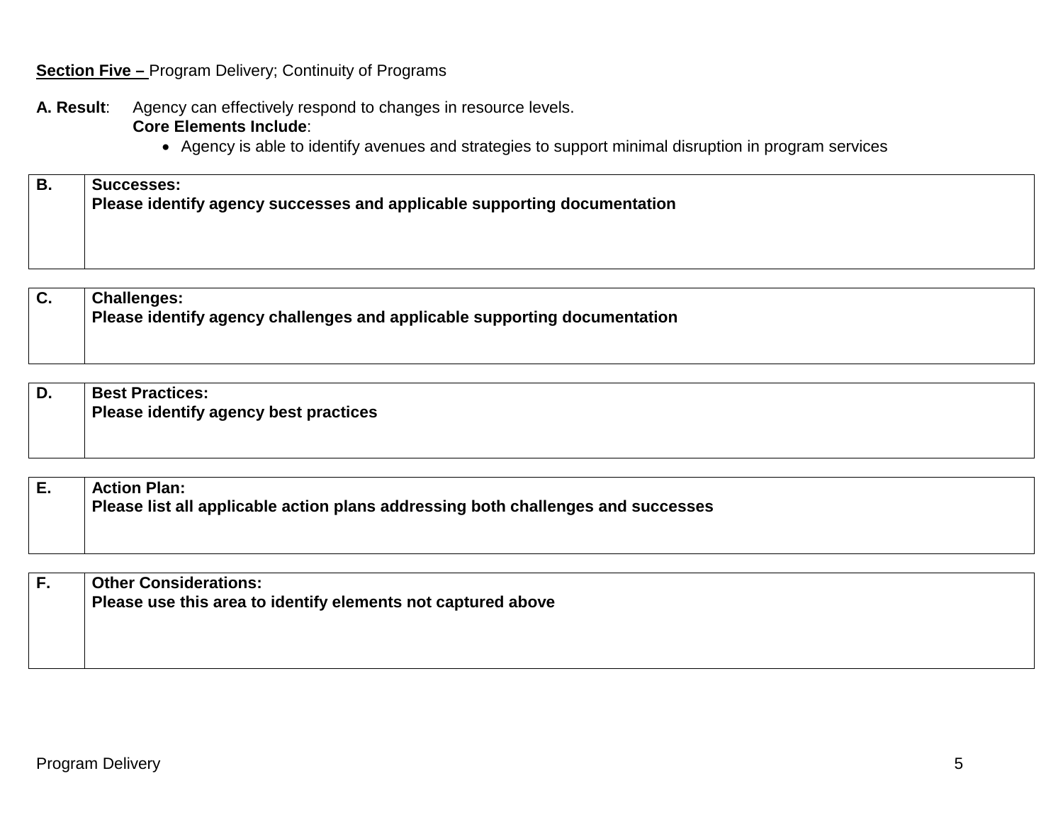**<u>Section Five –</u>** Program Delivery; Continuity of Programs

**A. Result**: Agency can effectively respond to changes in resource levels.
**Core Elements Include**:

- Agency is able to identify avenues and strategies to support minimal disruption in program services

| | |
|---|---|
| **B.** | **Successes:**<br>**Please identify agency successes and applicable supporting documentation** |

| | |
|---|---|
| **C.** | **Challenges:**<br>**Please identify agency challenges and applicable supporting documentation** |

| | |
|---|---|
| **D.** | **Best Practices:**<br>**Please identify agency best practices** |

| | |
|---|---|
| **E.** | **Action Plan:**<br>**Please list all applicable action plans addressing both challenges and successes** |

| | |
|---|---|
| **F.** | **Other Considerations:**<br>**Please use this area to identify elements not captured above** |